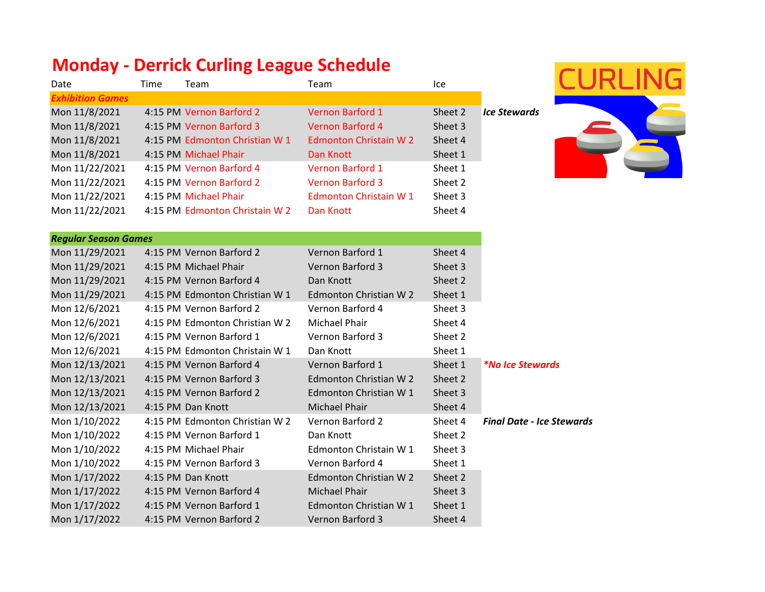# Monday - Derrick Curling League Schedule

| Date | Time | Team | Team | Ice | |
|---|---|---|---|---|---|
| ***Exhibition Games*** | | | | | |
| Mon 11/8/2021 | 4:15 PM | Vernon Barford 2 | Vernon Barford 1 | Sheet 2 | ***Ice Stewards*** |
| Mon 11/8/2021 | 4:15 PM | Vernon Barford 3 | Vernon Barford 4 | Sheet 3 | |
| Mon 11/8/2021 | 4:15 PM | Edmonton Christian W 1 | Edmonton Christain W 2 | Sheet 4 | |
| Mon 11/8/2021 | 4:15 PM | Michael Phair | Dan Knott | Sheet 1 | |
| Mon 11/22/2021 | 4:15 PM | Vernon Barford 4 | Vernon Barford 1 | Sheet 1 | |
| Mon 11/22/2021 | 4:15 PM | Vernon Barford 2 | Vernon Barford 3 | Sheet 2 | |
| Mon 11/22/2021 | 4:15 PM | Michael Phair | Edmonton Christain W 1 | Sheet 3 | |
| Mon 11/22/2021 | 4:15 PM | Edmonton Christian W 2 | Dan Knott | Sheet 4 | |
| ***Regular Season Games*** | | | | | |
| Mon 11/29/2021 | 4:15 PM | Vernon Barford 2 | Vernon Barford 1 | Sheet 4 | |
| Mon 11/29/2021 | 4:15 PM | Michael Phair | Vernon Barford 3 | Sheet 3 | |
| Mon 11/29/2021 | 4:15 PM | Vernon Barford 4 | Dan Knott | Sheet 2 | |
| Mon 11/29/2021 | 4:15 PM | Edmonton Christian W 1 | Edmonton Christian W 2 | Sheet 1 | |
| Mon 12/6/2021 | 4:15 PM | Vernon Barford 2 | Vernon Barford 4 | Sheet 3 | |
| Mon 12/6/2021 | 4:15 PM | Edmonton Christian W 2 | Michael Phair | Sheet 4 | |
| Mon 12/6/2021 | 4:15 PM | Vernon Barford 1 | Vernon Barford 3 | Sheet 2 | |
| Mon 12/6/2021 | 4:15 PM | Edmonton Christain W 1 | Dan Knott | Sheet 1 | |
| Mon 12/13/2021 | 4:15 PM | Vernon Barford 4 | Vernon Barford 1 | Sheet 1 | ****No Ice Stewards*** |
| Mon 12/13/2021 | 4:15 PM | Vernon Barford 3 | Edmonton Christian W 2 | Sheet 2 | |
| Mon 12/13/2021 | 4:15 PM | Vernon Barford 2 | Edmonton Christian W 1 | Sheet 3 | |
| Mon 12/13/2021 | 4:15 PM | Dan Knott | Michael Phair | Sheet 4 | |
| Mon 1/10/2022 | 4:15 PM | Edmonton Christian W 2 | Vernon Barford 2 | Sheet 4 | ***Final Date - Ice Stewards*** |
| Mon 1/10/2022 | 4:15 PM | Vernon Barford 1 | Dan Knott | Sheet 2 | |
| Mon 1/10/2022 | 4:15 PM | Michael Phair | Edmonton Christain W 1 | Sheet 3 | |
| Mon 1/10/2022 | 4:15 PM | Vernon Barford 3 | Vernon Barford 4 | Sheet 1 | |
| Mon 1/17/2022 | 4:15 PM | Dan Knott | Edmonton Christian W 2 | Sheet 2 | |
| Mon 1/17/2022 | 4:15 PM | Vernon Barford 4 | Michael Phair | Sheet 3 | |
| Mon 1/17/2022 | 4:15 PM | Vernon Barford 1 | Edmonton Christian W 1 | Sheet 1 | |
| Mon 1/17/2022 | 4:15 PM | Vernon Barford 2 | Vernon Barford 3 | Sheet 4 | |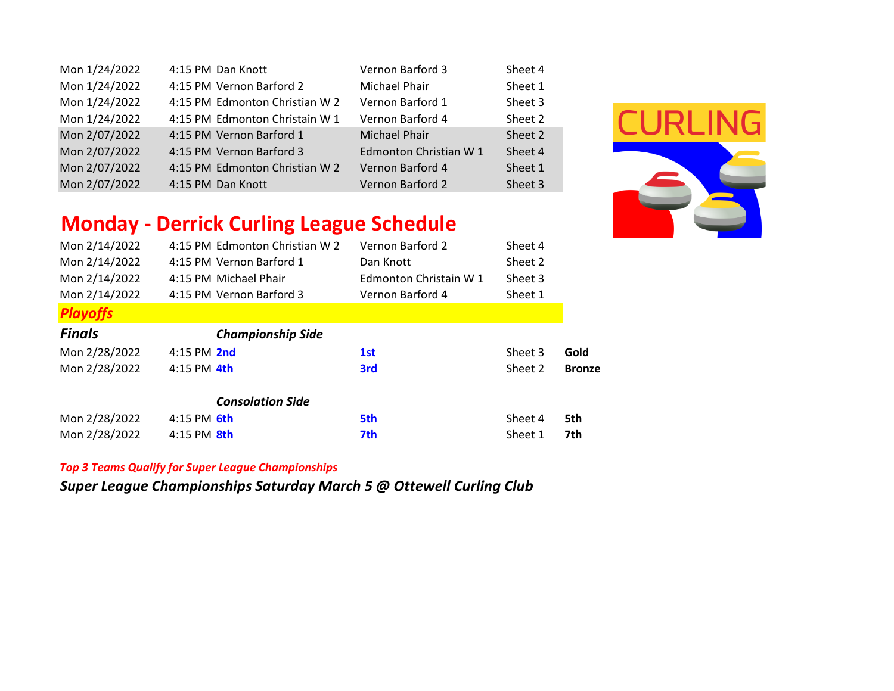| | | | | |
|---|---|---|---|---|
| Mon 1/24/2022 | 4:15 PM | Dan Knott | Vernon Barford 3 | Sheet 4 |
| Mon 1/24/2022 | 4:15 PM | Vernon Barford 2 | Michael Phair | Sheet 1 |
| Mon 1/24/2022 | 4:15 PM | Edmonton Christian W 2 | Vernon Barford 1 | Sheet 3 |
| Mon 1/24/2022 | 4:15 PM | Edmonton Christian W 1 | Vernon Barford 4 | Sheet 2 |
| Mon 2/07/2022 | 4:15 PM | Vernon Barford 1 | Michael Phair | Sheet 2 |
| Mon 2/07/2022 | 4:15 PM | Vernon Barford 3 | Edmonton Christian W 1 | Sheet 4 |
| Mon 2/07/2022 | 4:15 PM | Edmonton Christian W 2 | Vernon Barford 4 | Sheet 1 |
| Mon 2/07/2022 | 4:15 PM | Dan Knott | Vernon Barford 2 | Sheet 3 |

CURLING

## Monday - Derrick Curling League Schedule

| | | | | | |
|---|---|---|---|---|---|
| Mon 2/14/2022 | 4:15 PM | Edmonton Christian W 2 | Vernon Barford 2 | Sheet 4 | |
| Mon 2/14/2022 | 4:15 PM | Vernon Barford 1 | Dan Knott | Sheet 2 | |
| Mon 2/14/2022 | 4:15 PM | Michael Phair | Edmonton Christain W 1 | Sheet 3 | |
| Mon 2/14/2022 | 4:15 PM | Vernon Barford 3 | Vernon Barford 4 | Sheet 1 | |
| ***Playoffs*** | | | | | |
| ***Finals*** | | ***Championship Side*** | | | |
| Mon 2/28/2022 | 4:15 PM | **2nd** | **1st** | Sheet 3 | **Gold** |
| Mon 2/28/2022 | 4:15 PM | **4th** | **3rd** | Sheet 2 | **Bronze** |
| | | ***Consolation Side*** | | | |
| Mon 2/28/2022 | 4:15 PM | **6th** | **5th** | Sheet 4 | **5th** |
| Mon 2/28/2022 | 4:15 PM | **8th** | **7th** | Sheet 1 | **7th** |

***Top 3 Teams Qualify for Super League Championships***

***Super League Championships Saturday March 5 @ Ottewell Curling Club***